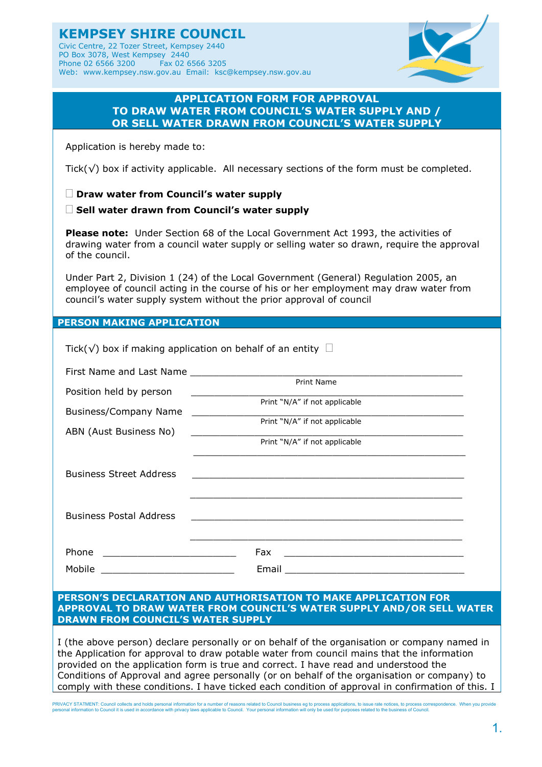# KEMPSEY SHIRE COUNCIL

Civic Centre, 22 Tozer Street, Kempsey 2440
PO Box 3078, West Kempsey 2440
Phone 02 6566 3200 Fax 02 6566 3205
Web: www.kempsey.nsw.gov.au Email: ksc@kempsey.nsw.gov.au

## APPLICATION FORM FOR APPROVAL TO DRAW WATER FROM COUNCIL'S WATER SUPPLY AND / OR SELL WATER DRAWN FROM COUNCIL'S WATER SUPPLY

Application is hereby made to:

Tick(√) box if activity applicable. All necessary sections of the form must be completed.

☐ **Draw water from Council's water supply**

☐ **Sell water drawn from Council's water supply**

**Please note:** Under Section 68 of the Local Government Act 1993, the activities of drawing water from a council water supply or selling water so drawn, require the approval of the council.

Under Part 2, Division 1 (24) of the Local Government (General) Regulation 2005, an employee of council acting in the course of his or her employment may draw water from council's water supply system without the prior approval of council

## PERSON MAKING APPLICATION

Tick(√) box if making application on behalf of an entity ☐

First Name and Last Name ______________________________________________
Print Name

Position held by person ______________________________________________
Print "N/A" if not applicable

Business/Company Name ______________________________________________
Print "N/A" if not applicable

ABN (Aust Business No) ______________________________________________
Print "N/A" if not applicable

______________________________________________

Business Street Address ______________________________________________

______________________________________________

Business Postal Address ______________________________________________

______________________________________________

Phone ______________________ Fax ______________________________

Mobile ______________________ Email ______________________________

## PERSON'S DECLARATION AND AUTHORISATION TO MAKE APPLICATION FOR APPROVAL TO DRAW WATER FROM COUNCIL'S WATER SUPPLY AND/OR SELL WATER DRAWN FROM COUNCIL'S WATER SUPPLY

I (the above person) declare personally or on behalf of the organisation or company named in the Application for approval to draw potable water from council mains that the information provided on the application form is true and correct. I have read and understood the Conditions of Approval and agree personally (or on behalf of the organisation or company) to comply with these conditions. I have ticked each condition of approval in confirmation of this. I

PRIVACY STATMENT: Council collects and holds personal information for a number of reasons related to Council business eg to process applications, to issue rate notices, to process correspondence. When you provide personal information to Council it is used in accordance with privacy laws applicable to Council. Your personal information will only be used for purposes related to the business of Council.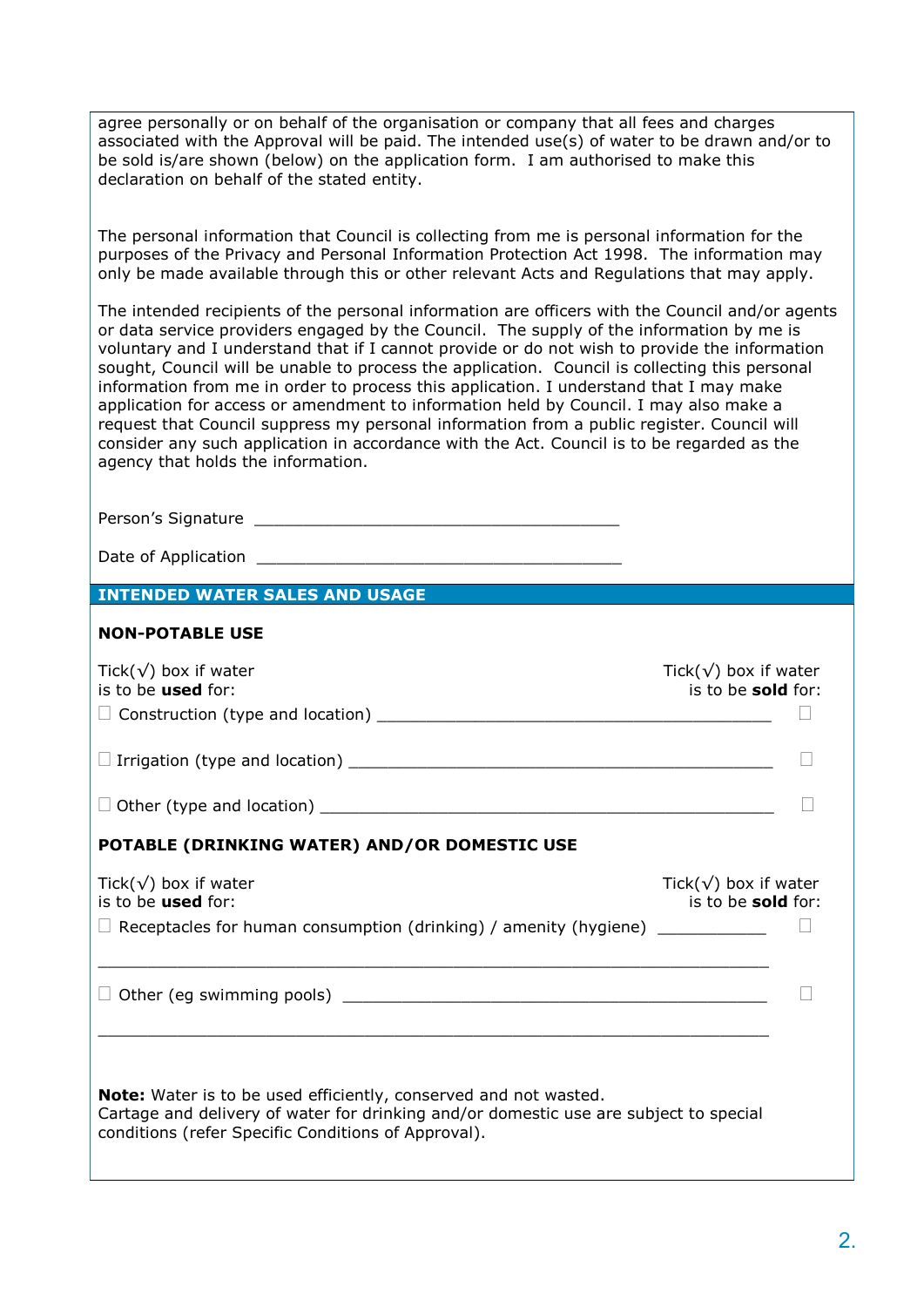agree personally or on behalf of the organisation or company that all fees and charges associated with the Approval will be paid. The intended use(s) of water to be drawn and/or to be sold is/are shown (below) on the application form. I am authorised to make this declaration on behalf of the stated entity.

The personal information that Council is collecting from me is personal information for the purposes of the Privacy and Personal Information Protection Act 1998. The information may only be made available through this or other relevant Acts and Regulations that may apply.

The intended recipients of the personal information are officers with the Council and/or agents or data service providers engaged by the Council. The supply of the information by me is voluntary and I understand that if I cannot provide or do not wish to provide the information sought, Council will be unable to process the application. Council is collecting this personal information from me in order to process this application. I understand that I may make application for access or amendment to information held by Council. I may also make a request that Council suppress my personal information from a public register. Council will consider any such application in accordance with the Act. Council is to be regarded as the agency that holds the information.

Person's Signature ________________________________________

Date of Application ________________________________________

## INTENDED WATER SALES AND USAGE

### NON-POTABLE USE

Tick(√) box if water is to be **used** for: | Tick(√) box if water is to be **sold** for:

☐ Construction (type and location) ____________________________________________ ☐

☐ Irrigation (type and location) ______________________________________________ ☐

☐ Other (type and location) _________________________________________________ ☐

### POTABLE (DRINKING WATER) AND/OR DOMESTIC USE

Tick(√) box if water is to be **used** for: | Tick(√) box if water is to be **sold** for:

☐ Receptacles for human consumption (drinking) / amenity (hygiene) ___________ ☐

_____________________________________________________________________________

☐ Other (eg swimming pools) _______________________________________________ ☐

_____________________________________________________________________________

**Note:** Water is to be used efficiently, conserved and not wasted.
Cartage and delivery of water for drinking and/or domestic use are subject to special conditions (refer Specific Conditions of Approval).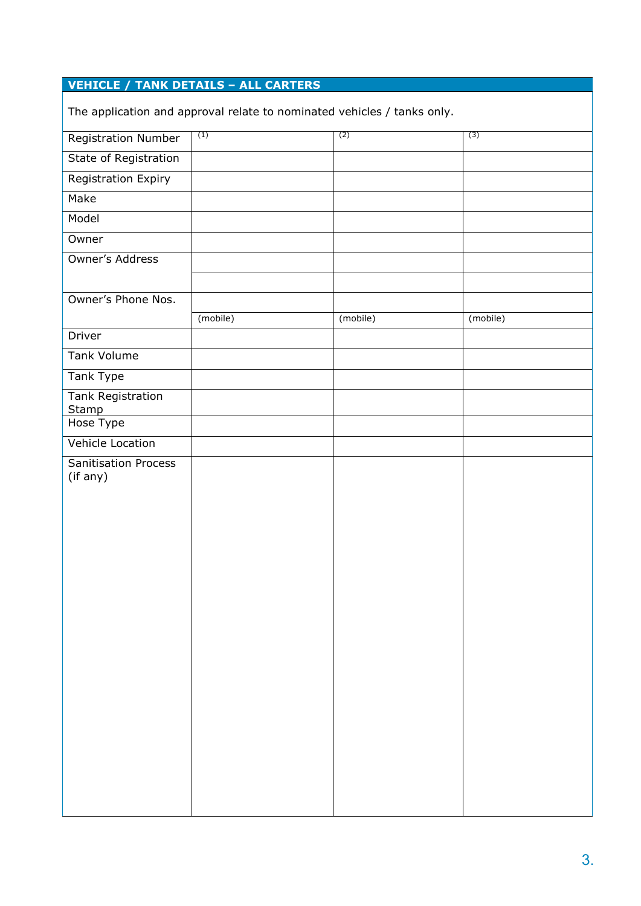## VEHICLE / TANK DETAILS – ALL CARTERS

The application and approval relate to nominated vehicles / tanks only.

| | (1) | (2) | (3) |
|---|---|---|---|
| Registration Number | | | |
| State of Registration | | | |
| Registration Expiry | | | |
| Make | | | |
| Model | | | |
| Owner | | | |
| Owner's Address | | | |
| | | | |
| Owner's Phone Nos. | | | |
| | (mobile) | (mobile) | (mobile) |
| Driver | | | |
| Tank Volume | | | |
| Tank Type | | | |
| Tank Registration Stamp | | | |
| Hose Type | | | |
| Vehicle Location | | | |
| Sanitisation Process (if any) | | | |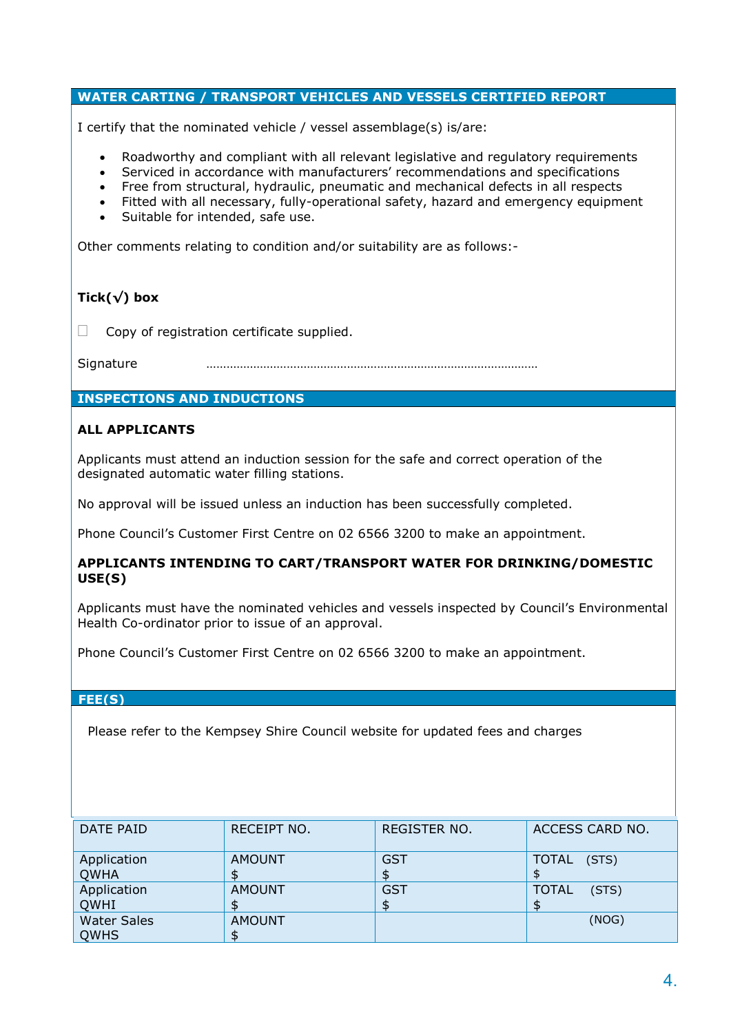## WATER CARTING / TRANSPORT VEHICLES AND VESSELS CERTIFIED REPORT

I certify that the nominated vehicle / vessel assemblage(s) is/are:

- Roadworthy and compliant with all relevant legislative and regulatory requirements
- Serviced in accordance with manufacturers' recommendations and specifications
- Free from structural, hydraulic, pneumatic and mechanical defects in all respects
- Fitted with all necessary, fully-operational safety, hazard and emergency equipment
- Suitable for intended, safe use.

Other comments relating to condition and/or suitability are as follows:-

**Tick(√) box**

☐ Copy of registration certificate supplied.

Signature ……………………………………………………………………………………

## INSPECTIONS AND INDUCTIONS

**ALL APPLICANTS**

Applicants must attend an induction session for the safe and correct operation of the designated automatic water filling stations.

No approval will be issued unless an induction has been successfully completed.

Phone Council's Customer First Centre on 02 6566 3200 to make an appointment.

**APPLICANTS INTENDING TO CART/TRANSPORT WATER FOR DRINKING/DOMESTIC USE(S)**

Applicants must have the nominated vehicles and vessels inspected by Council's Environmental Health Co-ordinator prior to issue of an approval.

Phone Council's Customer First Centre on 02 6566 3200 to make an appointment.

## FEE(S)

Please refer to the Kempsey Shire Council website for updated fees and charges

| DATE PAID | RECEIPT NO. | REGISTER NO. | ACCESS CARD NO. |
|---|---|---|---|
| Application QWHA | AMOUNT $ | GST $ | TOTAL (STS) $ |
| Application QWHI | AMOUNT $ | GST $ | TOTAL (STS) $ |
| Water Sales QWHS | AMOUNT $ | | (NOG) |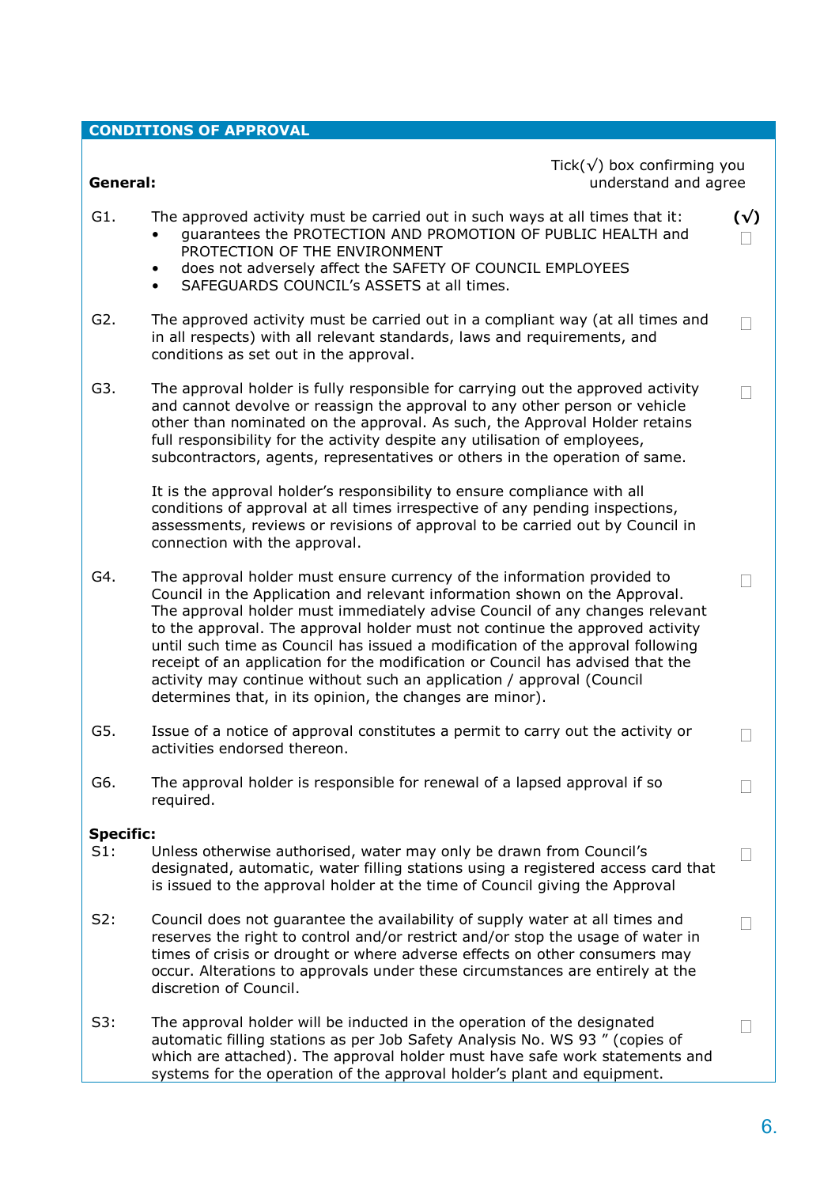## CONDITIONS OF APPROVAL

Tick(√) box confirming you understand and agree

**General:**

| | | (√) |
|---|---|---|
| G1. | The approved activity must be carried out in such ways at all times that it:<br>• guarantees the PROTECTION AND PROMOTION OF PUBLIC HEALTH and PROTECTION OF THE ENVIRONMENT<br>• does not adversely affect the SAFETY OF COUNCIL EMPLOYEES<br>• SAFEGUARDS COUNCIL's ASSETS at all times. | ☐ |
| G2. | The approved activity must be carried out in a compliant way (at all times and in all respects) with all relevant standards, laws and requirements, and conditions as set out in the approval. | ☐ |
| G3. | The approval holder is fully responsible for carrying out the approved activity and cannot devolve or reassign the approval to any other person or vehicle other than nominated on the approval. As such, the Approval Holder retains full responsibility for the activity despite any utilisation of employees, subcontractors, agents, representatives or others in the operation of same.<br><br>It is the approval holder's responsibility to ensure compliance with all conditions of approval at all times irrespective of any pending inspections, assessments, reviews or revisions of approval to be carried out by Council in connection with the approval. | ☐ |
| G4. | The approval holder must ensure currency of the information provided to Council in the Application and relevant information shown on the Approval. The approval holder must immediately advise Council of any changes relevant to the approval. The approval holder must not continue the approved activity until such time as Council has issued a modification of the approval following receipt of an application for the modification or Council has advised that the activity may continue without such an application / approval (Council determines that, in its opinion, the changes are minor). | ☐ |
| G5. | Issue of a notice of approval constitutes a permit to carry out the activity or activities endorsed thereon. | ☐ |
| G6. | The approval holder is responsible for renewal of a lapsed approval if so required. | ☐ |

**Specific:**

| | | |
|---|---|---|
| S1: | Unless otherwise authorised, water may only be drawn from Council's designated, automatic, water filling stations using a registered access card that is issued to the approval holder at the time of Council giving the Approval | ☐ |
| S2: | Council does not guarantee the availability of supply water at all times and reserves the right to control and/or restrict and/or stop the usage of water in times of crisis or drought or where adverse effects on other consumers may occur. Alterations to approvals under these circumstances are entirely at the discretion of Council. | ☐ |
| S3: | The approval holder will be inducted in the operation of the designated automatic filling stations as per Job Safety Analysis No. WS 93 " (copies of which are attached). The approval holder must have safe work statements and systems for the operation of the approval holder's plant and equipment. | ☐ |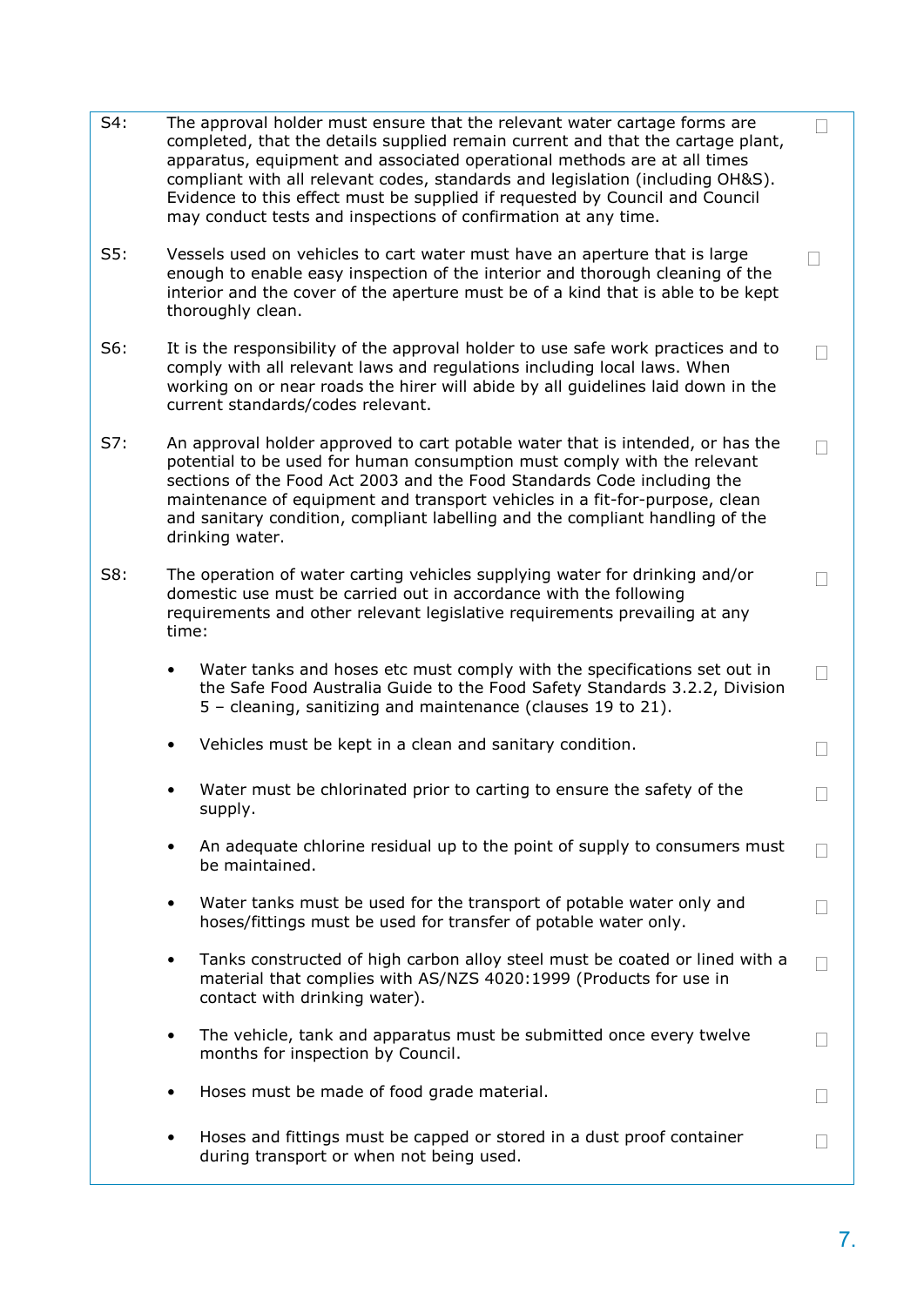S4: The approval holder must ensure that the relevant water cartage forms are completed, that the details supplied remain current and that the cartage plant, apparatus, equipment and associated operational methods are at all times compliant with all relevant codes, standards and legislation (including OH&S). Evidence to this effect must be supplied if requested by Council and Council may conduct tests and inspections of confirmation at any time. ☐

S5: Vessels used on vehicles to cart water must have an aperture that is large enough to enable easy inspection of the interior and thorough cleaning of the interior and the cover of the aperture must be of a kind that is able to be kept thoroughly clean. ☐

S6: It is the responsibility of the approval holder to use safe work practices and to comply with all relevant laws and regulations including local laws. When working on or near roads the hirer will abide by all guidelines laid down in the current standards/codes relevant. ☐

S7: An approval holder approved to cart potable water that is intended, or has the potential to be used for human consumption must comply with the relevant sections of the Food Act 2003 and the Food Standards Code including the maintenance of equipment and transport vehicles in a fit-for-purpose, clean and sanitary condition, compliant labelling and the compliant handling of the drinking water. ☐

S8: The operation of water carting vehicles supplying water for drinking and/or domestic use must be carried out in accordance with the following requirements and other relevant legislative requirements prevailing at any time: ☐

- Water tanks and hoses etc must comply with the specifications set out in the Safe Food Australia Guide to the Food Safety Standards 3.2.2, Division 5 – cleaning, sanitizing and maintenance (clauses 19 to 21). ☐
- Vehicles must be kept in a clean and sanitary condition. ☐
- Water must be chlorinated prior to carting to ensure the safety of the supply. ☐
- An adequate chlorine residual up to the point of supply to consumers must be maintained. ☐
- Water tanks must be used for the transport of potable water only and hoses/fittings must be used for transfer of potable water only. ☐
- Tanks constructed of high carbon alloy steel must be coated or lined with a material that complies with AS/NZS 4020:1999 (Products for use in contact with drinking water). ☐
- The vehicle, tank and apparatus must be submitted once every twelve months for inspection by Council. ☐
- Hoses must be made of food grade material. ☐
- Hoses and fittings must be capped or stored in a dust proof container during transport or when not being used. ☐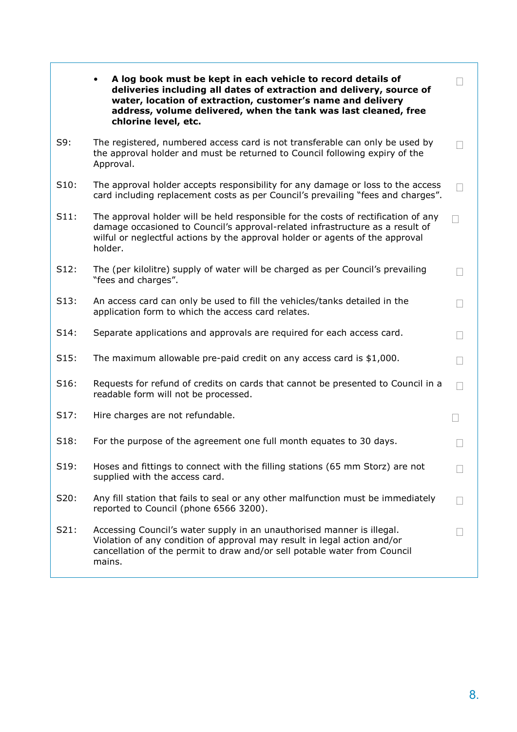- **A log book must be kept in each vehicle to record details of deliveries including all dates of extraction and delivery, source of water, location of extraction, customer's name and delivery address, volume delivered, when the tank was last cleaned, free chlorine level, etc.** ☐

S9: The registered, numbered access card is not transferable can only be used by the approval holder and must be returned to Council following expiry of the Approval. ☐

S10: The approval holder accepts responsibility for any damage or loss to the access card including replacement costs as per Council's prevailing "fees and charges". ☐

S11: The approval holder will be held responsible for the costs of rectification of any damage occasioned to Council's approval-related infrastructure as a result of wilful or neglectful actions by the approval holder or agents of the approval holder. ☐

S12: The (per kilolitre) supply of water will be charged as per Council's prevailing "fees and charges". ☐

S13: An access card can only be used to fill the vehicles/tanks detailed in the application form to which the access card relates. ☐

S14: Separate applications and approvals are required for each access card. ☐

S15: The maximum allowable pre-paid credit on any access card is $1,000. ☐

S16: Requests for refund of credits on cards that cannot be presented to Council in a readable form will not be processed. ☐

S17: Hire charges are not refundable. ☐

S18: For the purpose of the agreement one full month equates to 30 days. ☐

S19: Hoses and fittings to connect with the filling stations (65 mm Storz) are not supplied with the access card. ☐

S20: Any fill station that fails to seal or any other malfunction must be immediately reported to Council (phone 6566 3200). ☐

S21: Accessing Council's water supply in an unauthorised manner is illegal. Violation of any condition of approval may result in legal action and/or cancellation of the permit to draw and/or sell potable water from Council mains. ☐